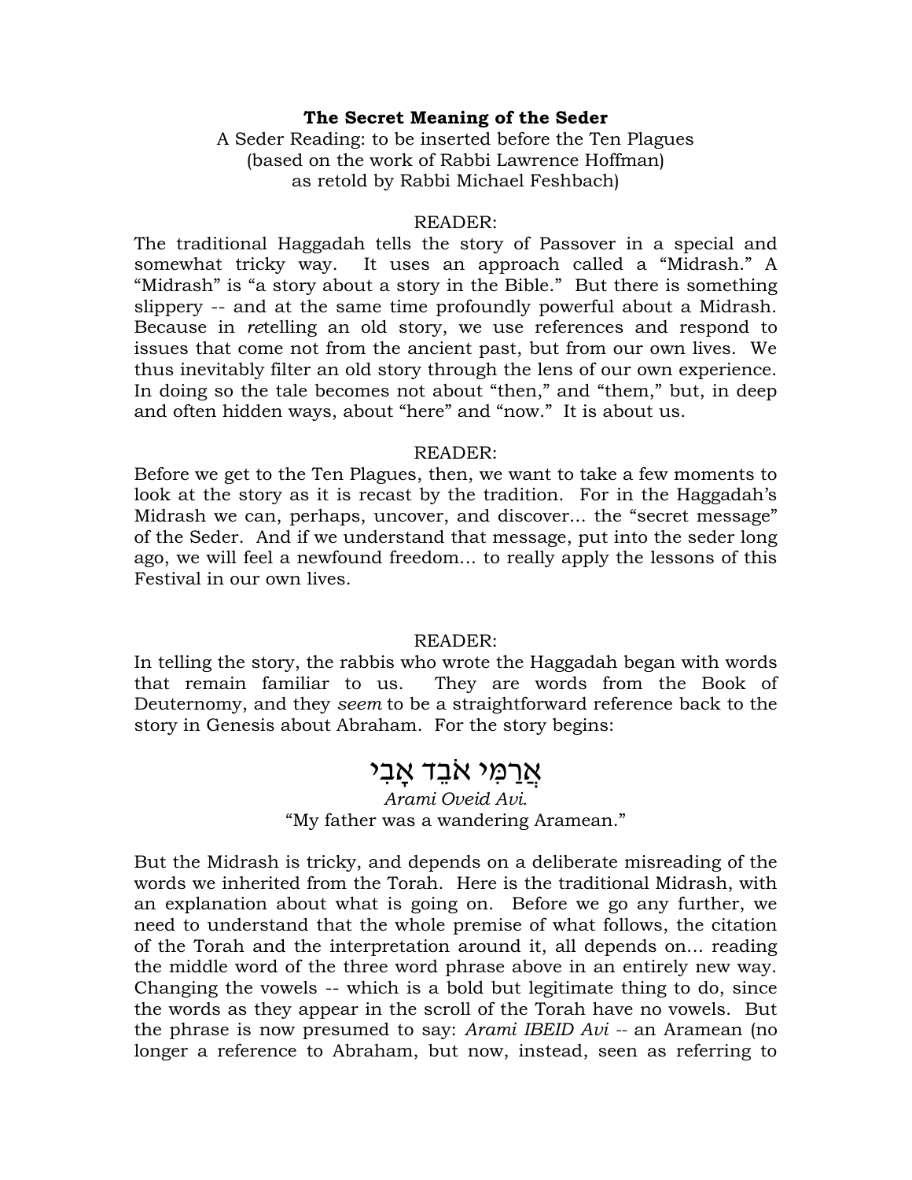**The Secret Meaning of the Seder**

A Seder Reading: to be inserted before the Ten Plagues
(based on the work of Rabbi Lawrence Hoffman)
as retold by Rabbi Michael Feshbach)

READER:

The traditional Haggadah tells the story of Passover in a special and somewhat tricky way. It uses an approach called a "Midrash." A "Midrash" is "a story about a story in the Bible." But there is something slippery -- and at the same time profoundly powerful about a Midrash. Because in *re*telling an old story, we use references and respond to issues that come not from the ancient past, but from our own lives. We thus inevitably filter an old story through the lens of our own experience. In doing so the tale becomes not about "then," and "them," but, in deep and often hidden ways, about "here" and "now." It is about us.

READER:

Before we get to the Ten Plagues, then, we want to take a few moments to look at the story as it is recast by the tradition. For in the Haggadah's Midrash we can, perhaps, uncover, and discover... the "secret message" of the Seder. And if we understand that message, put into the seder long ago, we will feel a newfound freedom... to really apply the lessons of this Festival in our own lives.

READER:

In telling the story, the rabbis who wrote the Haggadah began with words that remain familiar to us. They are words from the Book of Deuternomy, and they *seem* to be a straightforward reference back to the story in Genesis about Abraham. For the story begins:

אֲרַמִּי אֹבֵד אָבִי

*Arami Oveid Avi.*

"My father was a wandering Aramean."

But the Midrash is tricky, and depends on a deliberate misreading of the words we inherited from the Torah. Here is the traditional Midrash, with an explanation about what is going on. Before we go any further, we need to understand that the whole premise of what follows, the citation of the Torah and the interpretation around it, all depends on... reading the middle word of the three word phrase above in an entirely new way. Changing the vowels -- which is a bold but legitimate thing to do, since the words as they appear in the scroll of the Torah have no vowels. But the phrase is now presumed to say: *Arami IBEID Avi* -- an Aramean (no longer a reference to Abraham, but now, instead, seen as referring to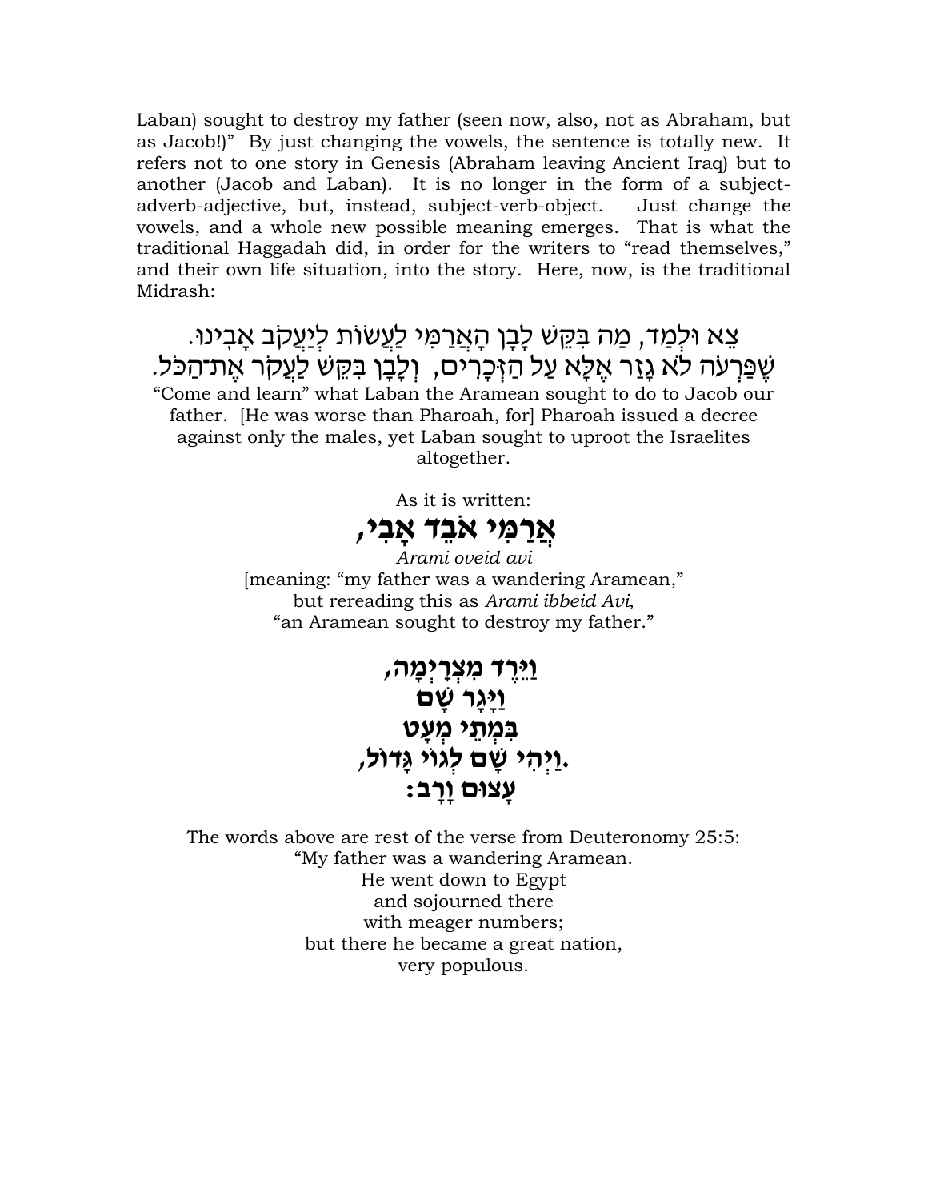Laban) sought to destroy my father (seen now, also, not as Abraham, but as Jacob!)" By just changing the vowels, the sentence is totally new. It refers not to one story in Genesis (Abraham leaving Ancient Iraq) but to another (Jacob and Laban). It is no longer in the form of a subject-adverb-adjective, but, instead, subject-verb-object. Just change the vowels, and a whole new possible meaning emerges. That is what the traditional Haggadah did, in order for the writers to "read themselves," and their own life situation, into the story. Here, now, is the traditional Midrash:

צֵא וּלְמַד, מַה בִּקֵּשׁ לָבָן הָאֲרַמִּי לַעֲשׂוֹת לְיַעֲקֹב אָבִינוּ. שֶׁפַּרְעֹה לֹא גָזַר אֶלָּא עַל הַזְּכָרִים, וְלָבָן בִּקֵּשׁ לַעֲקֹר אֶת־הַכֹּל.

"Come and learn" what Laban the Aramean sought to do to Jacob our father. [He was worse than Pharoah, for] Pharoah issued a decree against only the males, yet Laban sought to uproot the Israelites altogether.

As it is written:

**אֲרַמִּי אֹבֵד אָבִי,**

*Arami oveid avi*

[meaning: "my father was a wandering Aramean," but rereading this as *Arami ibbeid Avi,* "an Aramean sought to destroy my father."

**וַיֵּרֶד מִצְרַיְמָה,**
**וַיָּגָר שָׁם**
**בִּמְתֵי מְעָט**
**.וַיְהִי שָׁם לְגוֹי גָּדוֹל,**
**עָצוּם וָרָב:**

The words above are rest of the verse from Deuteronomy 25:5:
"My father was a wandering Aramean.
He went down to Egypt
and sojourned there
with meager numbers;
but there he became a great nation,
very populous.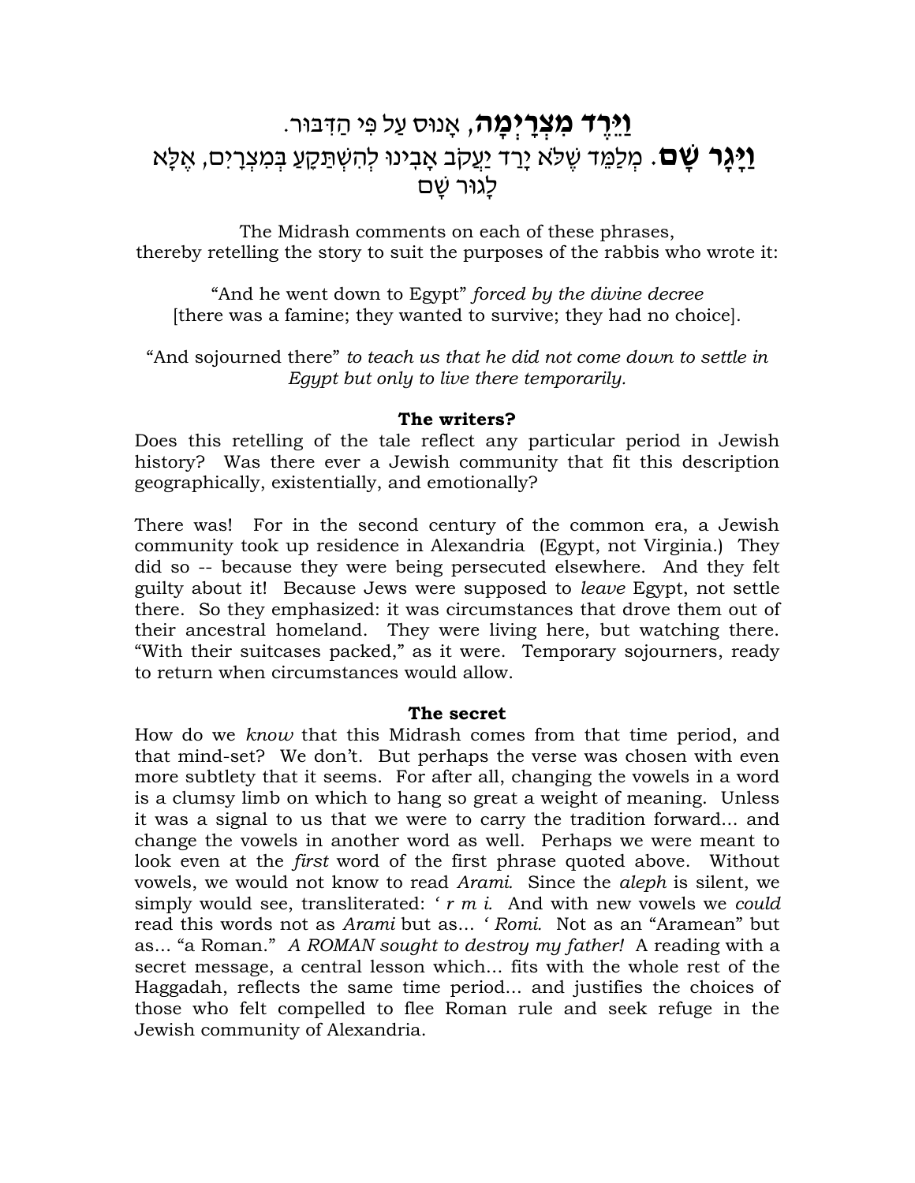**וַיֵּרֶד מִצְרַיְמָה**, אָנוּס עַל פִּי הַדִּבּוּר.
**וַיָּגָר שָׁם**. מְלַמֵּד שֶׁלֹּא יָרַד יַעֲקֹב אָבִינוּ לְהִשְׁתַּקֵּעַ בְּמִצְרָיִם, אֶלָּא לָגוּר שָׁם

The Midrash comments on each of these phrases,
thereby retelling the story to suit the purposes of the rabbis who wrote it:

"And he went down to Egypt" *forced by the divine decree* [there was a famine; they wanted to survive; they had no choice].

"And sojourned there" *to teach us that he did not come down to settle in Egypt but only to live there temporarily.*

**The writers?**

Does this retelling of the tale reflect any particular period in Jewish history? Was there ever a Jewish community that fit this description geographically, existentially, and emotionally?

There was! For in the second century of the common era, a Jewish community took up residence in Alexandria (Egypt, not Virginia.) They did so -- because they were being persecuted elsewhere. And they felt guilty about it! Because Jews were supposed to *leave* Egypt, not settle there. So they emphasized: it was circumstances that drove them out of their ancestral homeland. They were living here, but watching there. "With their suitcases packed," as it were. Temporary sojourners, ready to return when circumstances would allow.

**The secret**

How do we *know* that this Midrash comes from that time period, and that mind-set? We don't. But perhaps the verse was chosen with even more subtlety that it seems. For after all, changing the vowels in a word is a clumsy limb on which to hang so great a weight of meaning. Unless it was a signal to us that we were to carry the tradition forward... and change the vowels in another word as well. Perhaps we were meant to look even at the *first* word of the first phrase quoted above. Without vowels, we would not know to read *Arami.* Since the *aleph* is silent, we simply would see, transliterated: *' r m i.* And with new vowels we *could* read this words not as *Arami* but as... *' Romi.* Not as an "Aramean" but as... "a Roman." *A ROMAN sought to destroy my father!* A reading with a secret message, a central lesson which... fits with the whole rest of the Haggadah, reflects the same time period... and justifies the choices of those who felt compelled to flee Roman rule and seek refuge in the Jewish community of Alexandria.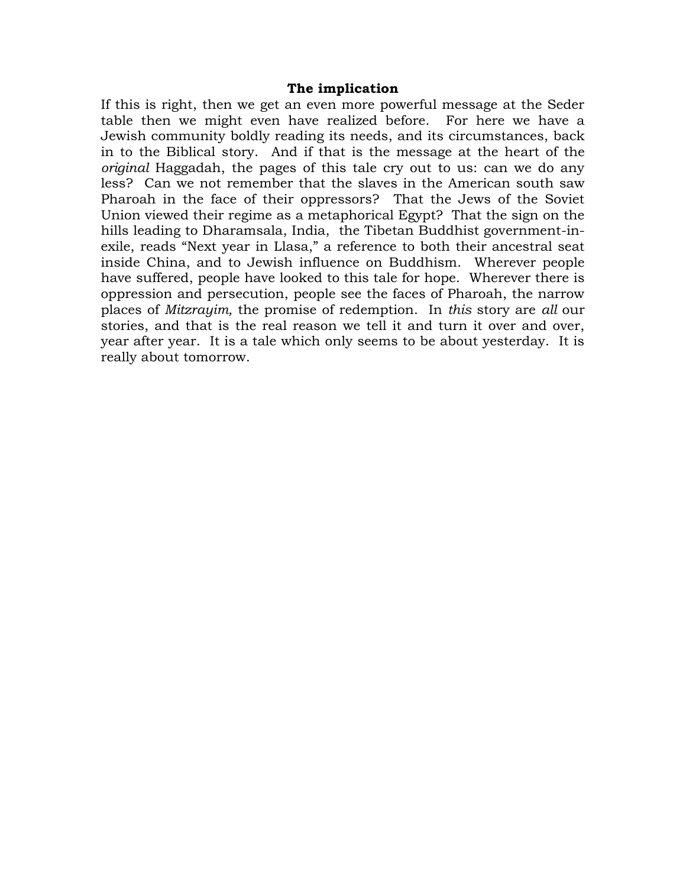**The implication**

If this is right, then we get an even more powerful message at the Seder table then we might even have realized before. For here we have a Jewish community boldly reading its needs, and its circumstances, back in to the Biblical story. And if that is the message at the heart of the *original* Haggadah, the pages of this tale cry out to us: can we do any less? Can we not remember that the slaves in the American south saw Pharoah in the face of their oppressors? That the Jews of the Soviet Union viewed their regime as a metaphorical Egypt? That the sign on the hills leading to Dharamsala, India, the Tibetan Buddhist government-in-exile, reads "Next year in Llasa," a reference to both their ancestral seat inside China, and to Jewish influence on Buddhism. Wherever people have suffered, people have looked to this tale for hope. Wherever there is oppression and persecution, people see the faces of Pharoah, the narrow places of *Mitzrayim,* the promise of redemption. In *this* story are *all* our stories, and that is the real reason we tell it and turn it over and over, year after year. It is a tale which only seems to be about yesterday. It is really about tomorrow.